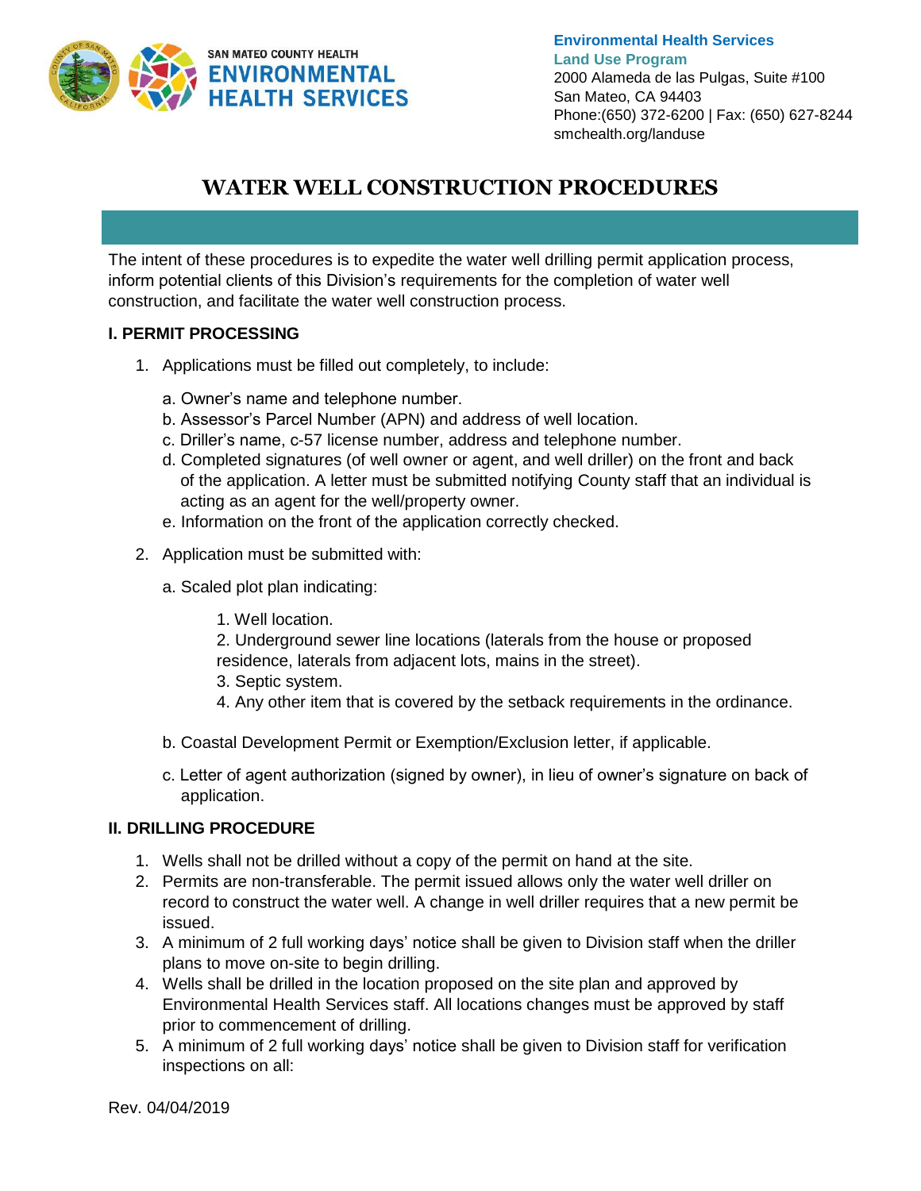**Environmental Health Services**
**Land Use Program**
2000 Alameda de las Pulgas, Suite #100
San Mateo, CA 94403
Phone:(650) 372-6200 | Fax: (650) 627-8244
smchealth.org/landuse

SAN MATEO COUNTY HEALTH
ENVIRONMENTAL HEALTH SERVICES

# WATER WELL CONSTRUCTION PROCEDURES

The intent of these procedures is to expedite the water well drilling permit application process, inform potential clients of this Division's requirements for the completion of water well construction, and facilitate the water well construction process.

## I. PERMIT PROCESSING

1. Applications must be filled out completely, to include:

   a. Owner's name and telephone number.
   b. Assessor's Parcel Number (APN) and address of well location.
   c. Driller's name, c-57 license number, address and telephone number.
   d. Completed signatures (of well owner or agent, and well driller) on the front and back of the application. A letter must be submitted notifying County staff that an individual is acting as an agent for the well/property owner.
   e. Information on the front of the application correctly checked.

2. Application must be submitted with:

   a. Scaled plot plan indicating:

      1. Well location.
      2. Underground sewer line locations (laterals from the house or proposed residence, laterals from adjacent lots, mains in the street).
      3. Septic system.
      4. Any other item that is covered by the setback requirements in the ordinance.

   b. Coastal Development Permit or Exemption/Exclusion letter, if applicable.

   c. Letter of agent authorization (signed by owner), in lieu of owner's signature on back of application.

## II. DRILLING PROCEDURE

1. Wells shall not be drilled without a copy of the permit on hand at the site.
2. Permits are non-transferable. The permit issued allows only the water well driller on record to construct the water well. A change in well driller requires that a new permit be issued.
3. A minimum of 2 full working days' notice shall be given to Division staff when the driller plans to move on-site to begin drilling.
4. Wells shall be drilled in the location proposed on the site plan and approved by Environmental Health Services staff. All locations changes must be approved by staff prior to commencement of drilling.
5. A minimum of 2 full working days' notice shall be given to Division staff for verification inspections on all:

Rev. 04/04/2019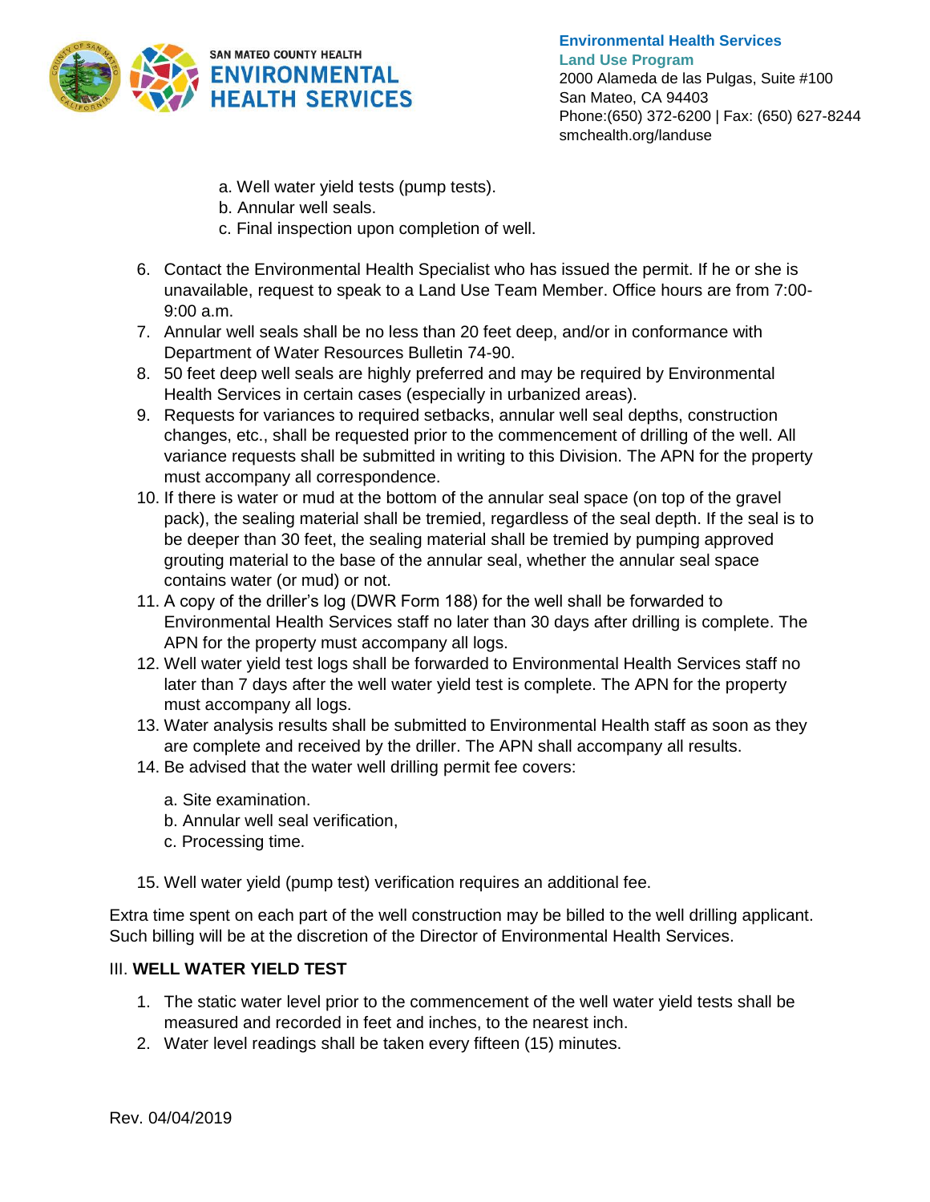a. Well water yield tests (pump tests).
b. Annular well seals.
c. Final inspection upon completion of well.

6. Contact the Environmental Health Specialist who has issued the permit. If he or she is unavailable, request to speak to a Land Use Team Member. Office hours are from 7:00-9:00 a.m.
7. Annular well seals shall be no less than 20 feet deep, and/or in conformance with Department of Water Resources Bulletin 74-90.
8. 50 feet deep well seals are highly preferred and may be required by Environmental Health Services in certain cases (especially in urbanized areas).
9. Requests for variances to required setbacks, annular well seal depths, construction changes, etc., shall be requested prior to the commencement of drilling of the well. All variance requests shall be submitted in writing to this Division. The APN for the property must accompany all correspondence.
10. If there is water or mud at the bottom of the annular seal space (on top of the gravel pack), the sealing material shall be tremied, regardless of the seal depth. If the seal is to be deeper than 30 feet, the sealing material shall be tremied by pumping approved grouting material to the base of the annular seal, whether the annular seal space contains water (or mud) or not.
11. A copy of the driller's log (DWR Form 188) for the well shall be forwarded to Environmental Health Services staff no later than 30 days after drilling is complete. The APN for the property must accompany all logs.
12. Well water yield test logs shall be forwarded to Environmental Health Services staff no later than 7 days after the well water yield test is complete. The APN for the property must accompany all logs.
13. Water analysis results shall be submitted to Environmental Health staff as soon as they are complete and received by the driller. The APN shall accompany all results.
14. Be advised that the water well drilling permit fee covers:

    a. Site examination.
    b. Annular well seal verification,
    c. Processing time.

15. Well water yield (pump test) verification requires an additional fee.

Extra time spent on each part of the well construction may be billed to the well drilling applicant. Such billing will be at the discretion of the Director of Environmental Health Services.

## III. WELL WATER YIELD TEST

1. The static water level prior to the commencement of the well water yield tests shall be measured and recorded in feet and inches, to the nearest inch.
2. Water level readings shall be taken every fifteen (15) minutes.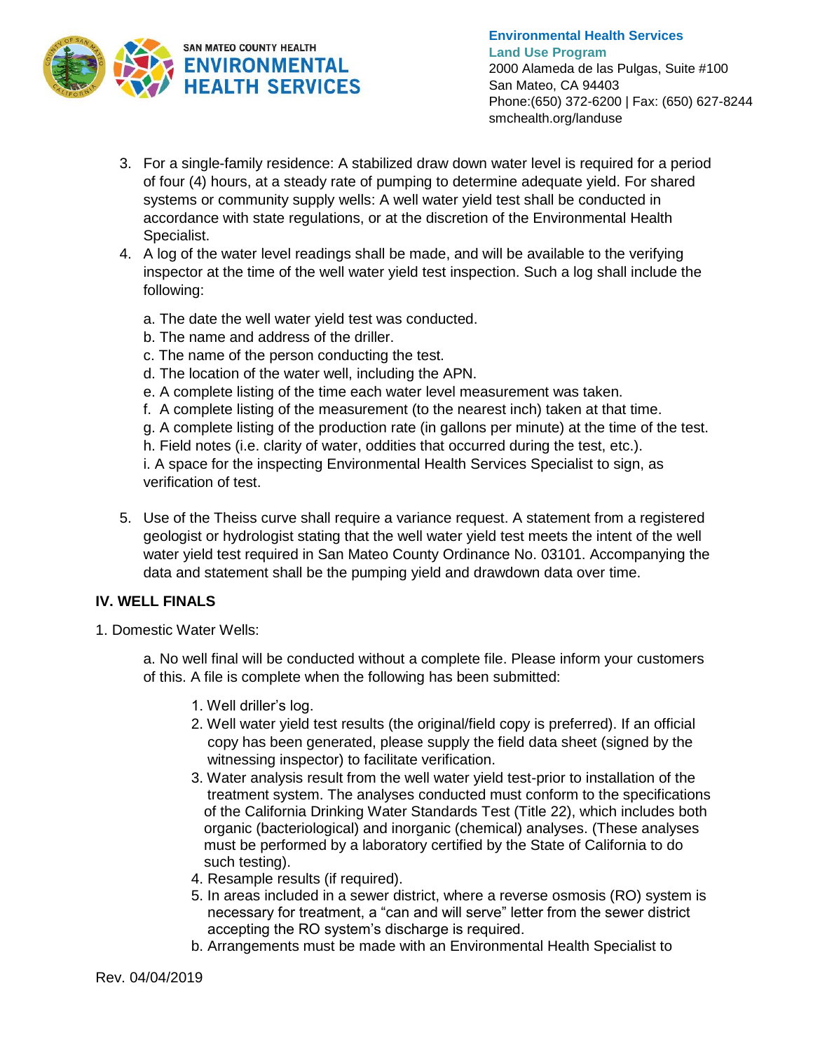3. For a single-family residence: A stabilized draw down water level is required for a period of four (4) hours, at a steady rate of pumping to determine adequate yield. For shared systems or community supply wells: A well water yield test shall be conducted in accordance with state regulations, or at the discretion of the Environmental Health Specialist.
4. A log of the water level readings shall be made, and will be available to the verifying inspector at the time of the well water yield test inspection. Such a log shall include the following:

   a. The date the well water yield test was conducted.
   b. The name and address of the driller.
   c. The name of the person conducting the test.
   d. The location of the water well, including the APN.
   e. A complete listing of the time each water level measurement was taken.
   f. A complete listing of the measurement (to the nearest inch) taken at that time.
   g. A complete listing of the production rate (in gallons per minute) at the time of the test.
   h. Field notes (i.e. clarity of water, oddities that occurred during the test, etc.).
   i. A space for the inspecting Environmental Health Services Specialist to sign, as verification of test.

5. Use of the Theiss curve shall require a variance request. A statement from a registered geologist or hydrologist stating that the well water yield test meets the intent of the well water yield test required in San Mateo County Ordinance No. 03101. Accompanying the data and statement shall be the pumping yield and drawdown data over time.

## IV. WELL FINALS

1. Domestic Water Wells:

   a. No well final will be conducted without a complete file. Please inform your customers of this. A file is complete when the following has been submitted:

      1. Well driller's log.
      2. Well water yield test results (the original/field copy is preferred). If an official copy has been generated, please supply the field data sheet (signed by the witnessing inspector) to facilitate verification.
      3. Water analysis result from the well water yield test-prior to installation of the treatment system. The analyses conducted must conform to the specifications of the California Drinking Water Standards Test (Title 22), which includes both organic (bacteriological) and inorganic (chemical) analyses. (These analyses must be performed by a laboratory certified by the State of California to do such testing).
      4. Resample results (if required).
      5. In areas included in a sewer district, where a reverse osmosis (RO) system is necessary for treatment, a "can and will serve" letter from the sewer district accepting the RO system's discharge is required.

   b. Arrangements must be made with an Environmental Health Specialist to

Rev. 04/04/2019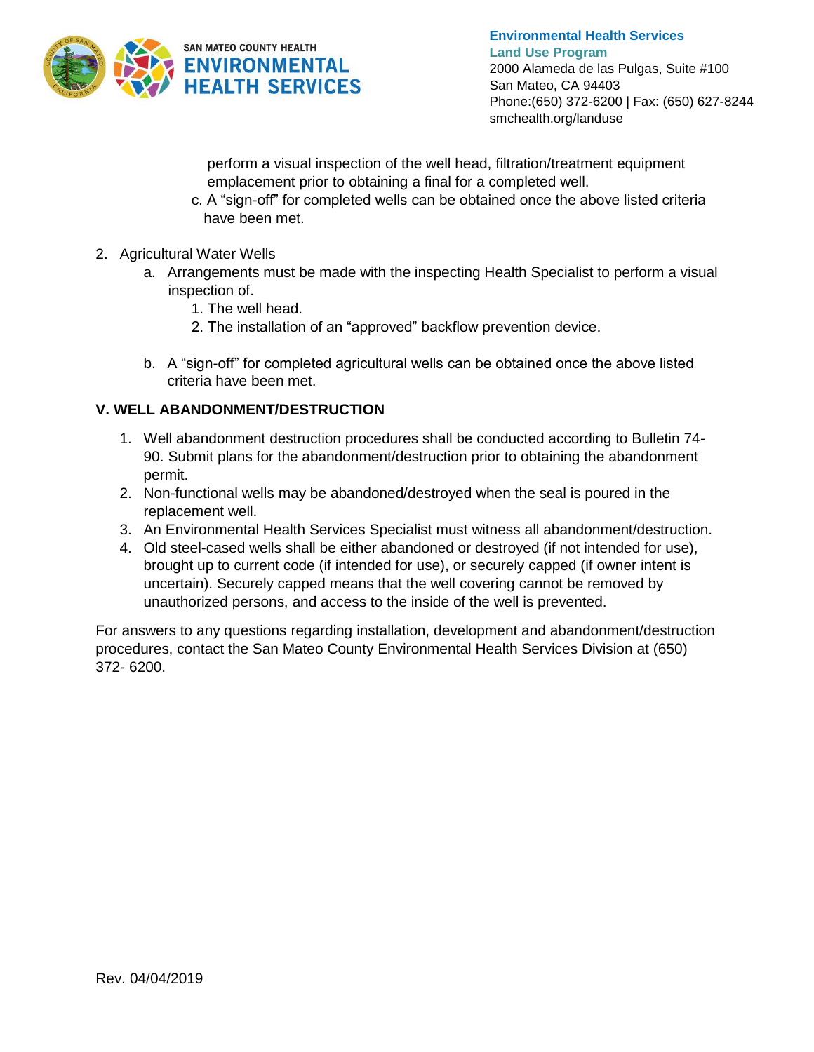perform a visual inspection of the well head, filtration/treatment equipment emplacement prior to obtaining a final for a completed well.

c. A "sign-off" for completed wells can be obtained once the above listed criteria have been met.

2. Agricultural Water Wells
    a. Arrangements must be made with the inspecting Health Specialist to perform a visual inspection of.
        1. The well head.
        2. The installation of an "approved" backflow prevention device.

    b. A "sign-off" for completed agricultural wells can be obtained once the above listed criteria have been met.

### V. WELL ABANDONMENT/DESTRUCTION

1. Well abandonment destruction procedures shall be conducted according to Bulletin 74-90. Submit plans for the abandonment/destruction prior to obtaining the abandonment permit.
2. Non-functional wells may be abandoned/destroyed when the seal is poured in the replacement well.
3. An Environmental Health Services Specialist must witness all abandonment/destruction.
4. Old steel-cased wells shall be either abandoned or destroyed (if not intended for use), brought up to current code (if intended for use), or securely capped (if owner intent is uncertain). Securely capped means that the well covering cannot be removed by unauthorized persons, and access to the inside of the well is prevented.

For answers to any questions regarding installation, development and abandonment/destruction procedures, contact the San Mateo County Environmental Health Services Division at (650) 372- 6200.